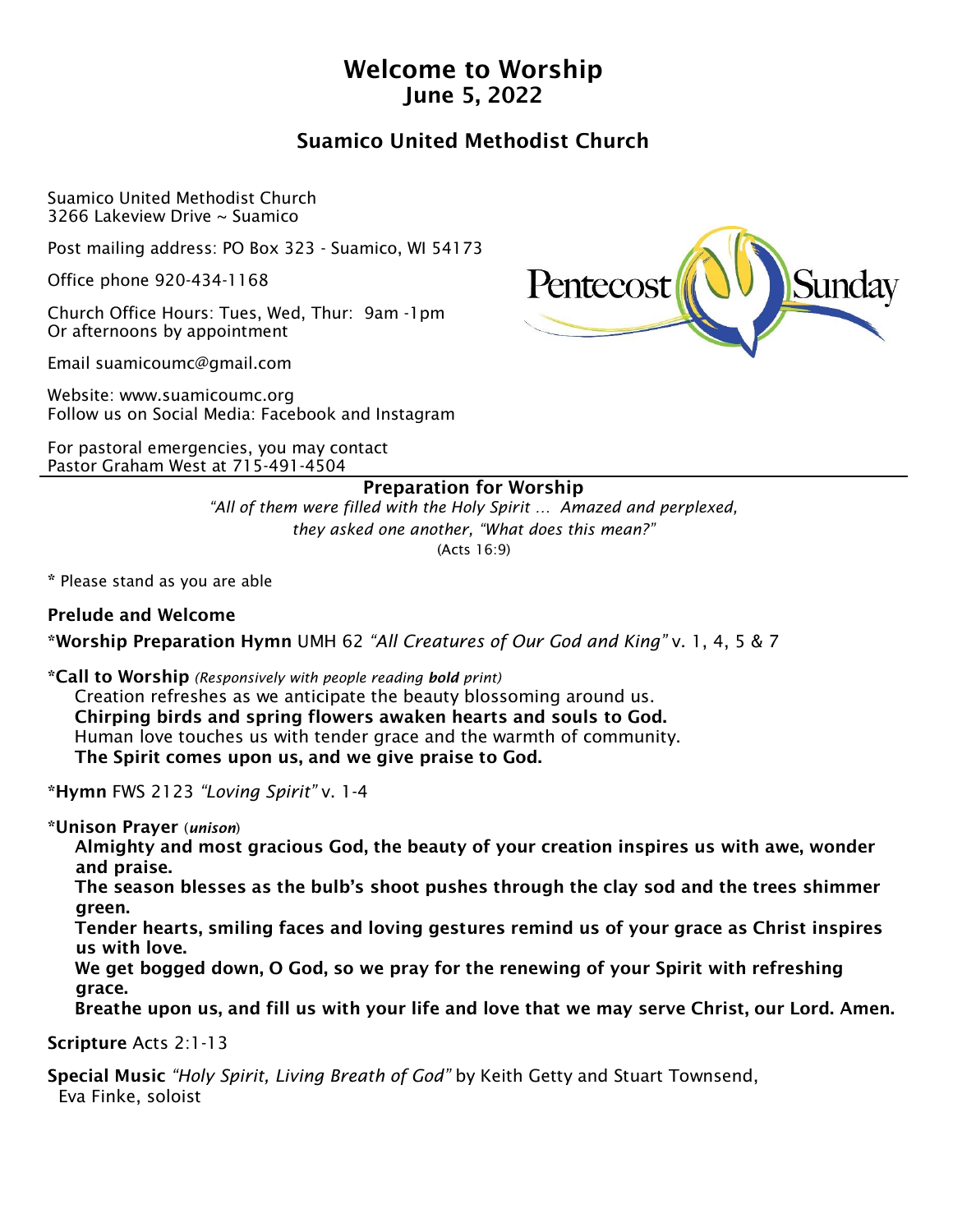# Welcome to Worship
## June 5, 2022

## Suamico United Methodist Church

Suamico United Methodist Church
3266 Lakeview Drive ~ Suamico

Post mailing address: PO Box 323 - Suamico, WI 54173

Office phone 920-434-1168

Church Office Hours: Tues, Wed, Thur: 9am -1pm
Or afternoons by appointment

Email suamicoumc@gmail.com

Website: www.suamicoumc.org
Follow us on Social Media: Facebook and Instagram

For pastoral emergencies, you may contact
Pastor Graham West at 715-491-4504

Pentecost Sunday

### Preparation for Worship

*"All of them were filled with the Holy Spirit … Amazed and perplexed,*
*they asked one another, "What does this mean?"*
(Acts 16:9)

* Please stand as you are able

**Prelude and Welcome**

***Worship Preparation Hymn** UMH 62 *"All Creatures of Our God and King"* v. 1, 4, 5 & 7

***Call to Worship** *(Responsively with people reading **bold** print)*

Creation refreshes as we anticipate the beauty blossoming around us.
**Chirping birds and spring flowers awaken hearts and souls to God.**
Human love touches us with tender grace and the warmth of community.
**The Spirit comes upon us, and we give praise to God.**

***Hymn** FWS 2123 *"Loving Spirit"* v. 1-4

***Unison Prayer** (***unison***)

**Almighty and most gracious God, the beauty of your creation inspires us with awe, wonder and praise.**
**The season blesses as the bulb's shoot pushes through the clay sod and the trees shimmer green.**
**Tender hearts, smiling faces and loving gestures remind us of your grace as Christ inspires us with love.**
**We get bogged down, O God, so we pray for the renewing of your Spirit with refreshing grace.**
**Breathe upon us, and fill us with your life and love that we may serve Christ, our Lord. Amen.**

**Scripture** Acts 2:1-13

**Special Music** *"Holy Spirit, Living Breath of God"* by Keith Getty and Stuart Townsend,
Eva Finke, soloist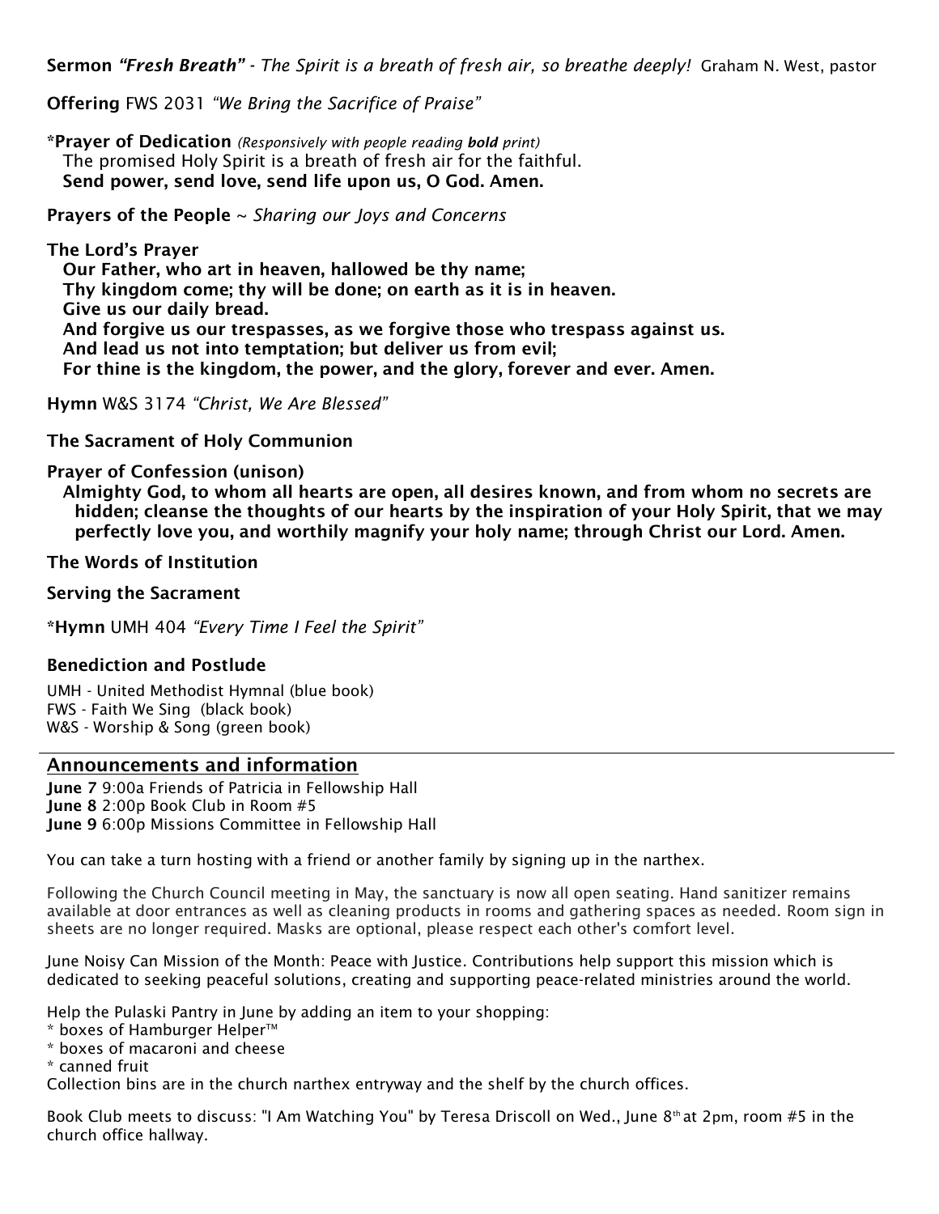**Sermon** ***"Fresh Breath"*** *- The Spirit is a breath of fresh air, so breathe deeply!* Graham N. West, pastor

**Offering** FWS 2031 *"We Bring the Sacrifice of Praise"*

**\*Prayer of Dedication** *(Responsively with people reading **bold** print)*
The promised Holy Spirit is a breath of fresh air for the faithful.
**Send power, send love, send life upon us, O God. Amen.**

**Prayers of the People** ~ *Sharing our Joys and Concerns*

**The Lord's Prayer**
**Our Father, who art in heaven, hallowed be thy name;**
**Thy kingdom come; thy will be done; on earth as it is in heaven.**
**Give us our daily bread.**
**And forgive us our trespasses, as we forgive those who trespass against us.**
**And lead us not into temptation; but deliver us from evil;**
**For thine is the kingdom, the power, and the glory, forever and ever. Amen.**

**Hymn** W&S 3174 *"Christ, We Are Blessed"*

**The Sacrament of Holy Communion**

**Prayer of Confession (unison)**
**Almighty God, to whom all hearts are open, all desires known, and from whom no secrets are hidden; cleanse the thoughts of our hearts by the inspiration of your Holy Spirit, that we may perfectly love you, and worthily magnify your holy name; through Christ our Lord. Amen.**

**The Words of Institution**

**Serving the Sacrament**

**\*Hymn** UMH 404 *"Every Time I Feel the Spirit"*

**Benediction and Postlude**

UMH - United Methodist Hymnal (blue book)
FWS - Faith We Sing (black book)
W&S - Worship & Song (green book)

## Announcements and information

**June 7** 9:00a Friends of Patricia in Fellowship Hall
**June 8** 2:00p Book Club in Room #5
**June 9** 6:00p Missions Committee in Fellowship Hall

You can take a turn hosting with a friend or another family by signing up in the narthex.

Following the Church Council meeting in May, the sanctuary is now all open seating. Hand sanitizer remains available at door entrances as well as cleaning products in rooms and gathering spaces as needed. Room sign in sheets are no longer required. Masks are optional, please respect each other's comfort level.

June Noisy Can Mission of the Month: Peace with Justice. Contributions help support this mission which is dedicated to seeking peaceful solutions, creating and supporting peace-related ministries around the world.

Help the Pulaski Pantry in June by adding an item to your shopping:
* boxes of Hamburger Helper™
* boxes of macaroni and cheese
* canned fruit

Collection bins are in the church narthex entryway and the shelf by the church offices.

Book Club meets to discuss: "I Am Watching You" by Teresa Driscoll on Wed., June 8th at 2pm, room #5 in the church office hallway.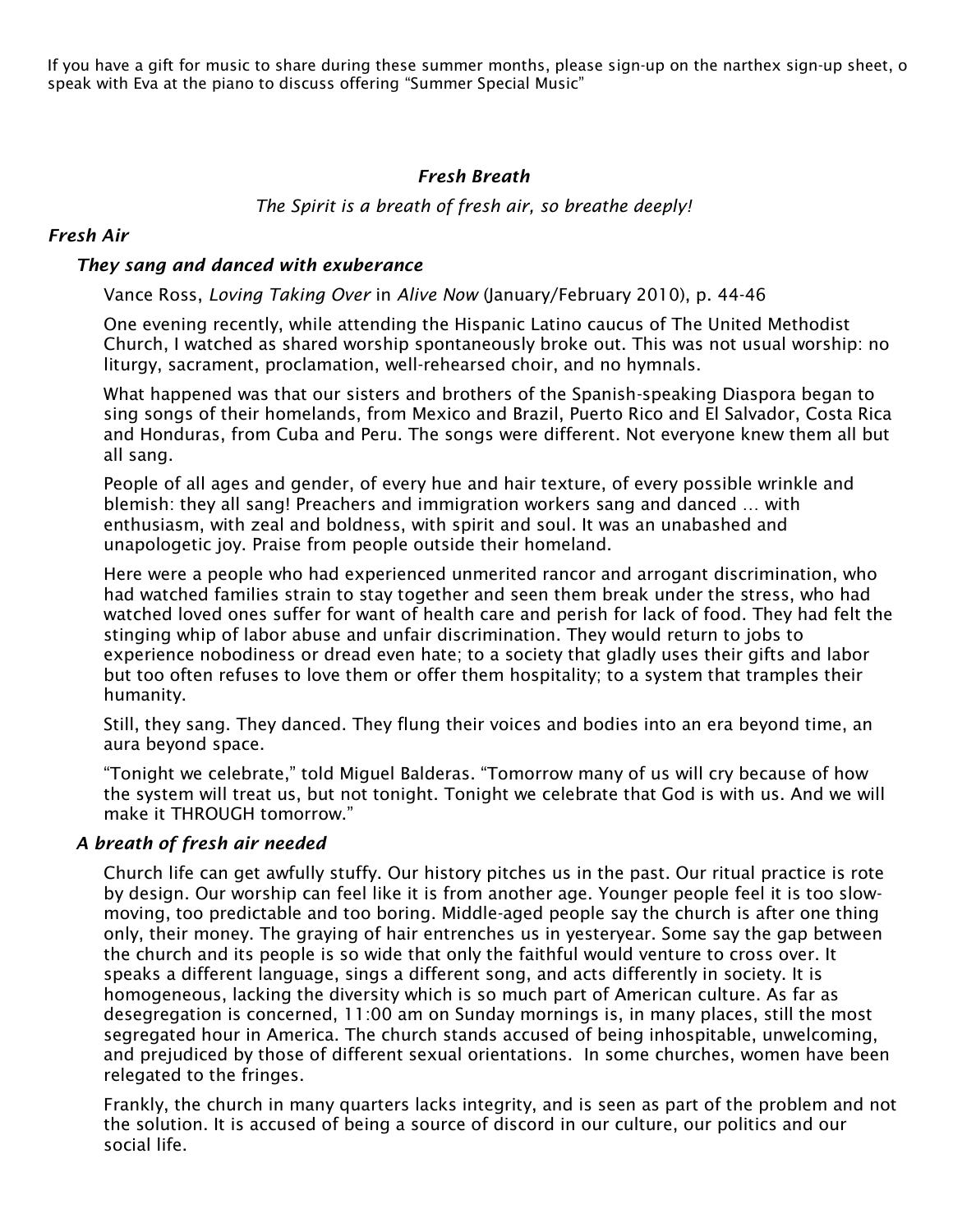If you have a gift for music to share during these summer months, please sign-up on the narthex sign-up sheet, o speak with Eva at the piano to discuss offering "Summer Special Music"

### *Fresh Breath*

*The Spirit is a breath of fresh air, so breathe deeply!*

## *Fresh Air*

### *They sang and danced with exuberance*

Vance Ross, *Loving Taking Over* in *Alive Now* (January/February 2010), p. 44-46

One evening recently, while attending the Hispanic Latino caucus of The United Methodist Church, I watched as shared worship spontaneously broke out. This was not usual worship: no liturgy, sacrament, proclamation, well-rehearsed choir, and no hymnals.

What happened was that our sisters and brothers of the Spanish-speaking Diaspora began to sing songs of their homelands, from Mexico and Brazil, Puerto Rico and El Salvador, Costa Rica and Honduras, from Cuba and Peru. The songs were different. Not everyone knew them all but all sang.

People of all ages and gender, of every hue and hair texture, of every possible wrinkle and blemish: they all sang! Preachers and immigration workers sang and danced … with enthusiasm, with zeal and boldness, with spirit and soul. It was an unabashed and unapologetic joy. Praise from people outside their homeland.

Here were a people who had experienced unmerited rancor and arrogant discrimination, who had watched families strain to stay together and seen them break under the stress, who had watched loved ones suffer for want of health care and perish for lack of food. They had felt the stinging whip of labor abuse and unfair discrimination. They would return to jobs to experience nobodiness or dread even hate; to a society that gladly uses their gifts and labor but too often refuses to love them or offer them hospitality; to a system that tramples their humanity.

Still, they sang. They danced. They flung their voices and bodies into an era beyond time, an aura beyond space.

"Tonight we celebrate," told Miguel Balderas. "Tomorrow many of us will cry because of how the system will treat us, but not tonight. Tonight we celebrate that God is with us. And we will make it THROUGH tomorrow."

### *A breath of fresh air needed*

Church life can get awfully stuffy. Our history pitches us in the past. Our ritual practice is rote by design. Our worship can feel like it is from another age. Younger people feel it is too slow-moving, too predictable and too boring. Middle-aged people say the church is after one thing only, their money. The graying of hair entrenches us in yesteryear. Some say the gap between the church and its people is so wide that only the faithful would venture to cross over. It speaks a different language, sings a different song, and acts differently in society. It is homogeneous, lacking the diversity which is so much part of American culture. As far as desegregation is concerned, 11:00 am on Sunday mornings is, in many places, still the most segregated hour in America. The church stands accused of being inhospitable, unwelcoming, and prejudiced by those of different sexual orientations. In some churches, women have been relegated to the fringes.

Frankly, the church in many quarters lacks integrity, and is seen as part of the problem and not the solution. It is accused of being a source of discord in our culture, our politics and our social life.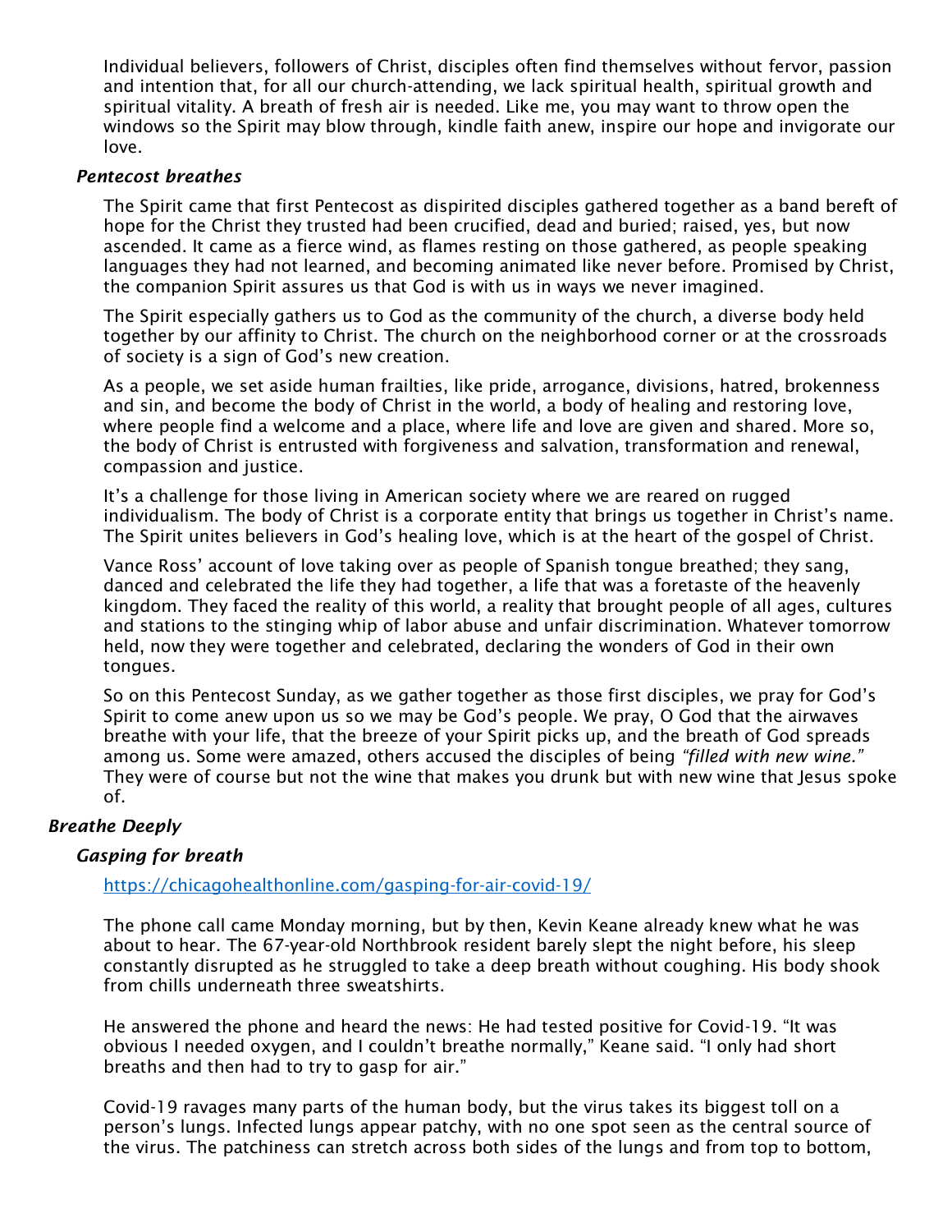Individual believers, followers of Christ, disciples often find themselves without fervor, passion and intention that, for all our church-attending, we lack spiritual health, spiritual growth and spiritual vitality. A breath of fresh air is needed. Like me, you may want to throw open the windows so the Spirit may blow through, kindle faith anew, inspire our hope and invigorate our love.

### *Pentecost breathes*

The Spirit came that first Pentecost as dispirited disciples gathered together as a band bereft of hope for the Christ they trusted had been crucified, dead and buried; raised, yes, but now ascended. It came as a fierce wind, as flames resting on those gathered, as people speaking languages they had not learned, and becoming animated like never before. Promised by Christ, the companion Spirit assures us that God is with us in ways we never imagined.

The Spirit especially gathers us to God as the community of the church, a diverse body held together by our affinity to Christ. The church on the neighborhood corner or at the crossroads of society is a sign of God's new creation.

As a people, we set aside human frailties, like pride, arrogance, divisions, hatred, brokenness and sin, and become the body of Christ in the world, a body of healing and restoring love, where people find a welcome and a place, where life and love are given and shared. More so, the body of Christ is entrusted with forgiveness and salvation, transformation and renewal, compassion and justice.

It's a challenge for those living in American society where we are reared on rugged individualism. The body of Christ is a corporate entity that brings us together in Christ's name. The Spirit unites believers in God's healing love, which is at the heart of the gospel of Christ.

Vance Ross' account of love taking over as people of Spanish tongue breathed; they sang, danced and celebrated the life they had together, a life that was a foretaste of the heavenly kingdom. They faced the reality of this world, a reality that brought people of all ages, cultures and stations to the stinging whip of labor abuse and unfair discrimination. Whatever tomorrow held, now they were together and celebrated, declaring the wonders of God in their own tongues.

So on this Pentecost Sunday, as we gather together as those first disciples, we pray for God's Spirit to come anew upon us so we may be God's people. We pray, O God that the airwaves breathe with your life, that the breeze of your Spirit picks up, and the breath of God spreads among us. Some were amazed, others accused the disciples of being *"filled with new wine."* They were of course but not the wine that makes you drunk but with new wine that Jesus spoke of.

## *Breathe Deeply*

### *Gasping for breath*

https://chicagohealthonline.com/gasping-for-air-covid-19/

The phone call came Monday morning, but by then, Kevin Keane already knew what he was about to hear. The 67-year-old Northbrook resident barely slept the night before, his sleep constantly disrupted as he struggled to take a deep breath without coughing. His body shook from chills underneath three sweatshirts.

He answered the phone and heard the news: He had tested positive for Covid-19. "It was obvious I needed oxygen, and I couldn't breathe normally," Keane said. "I only had short breaths and then had to try to gasp for air."

Covid-19 ravages many parts of the human body, but the virus takes its biggest toll on a person's lungs. Infected lungs appear patchy, with no one spot seen as the central source of the virus. The patchiness can stretch across both sides of the lungs and from top to bottom,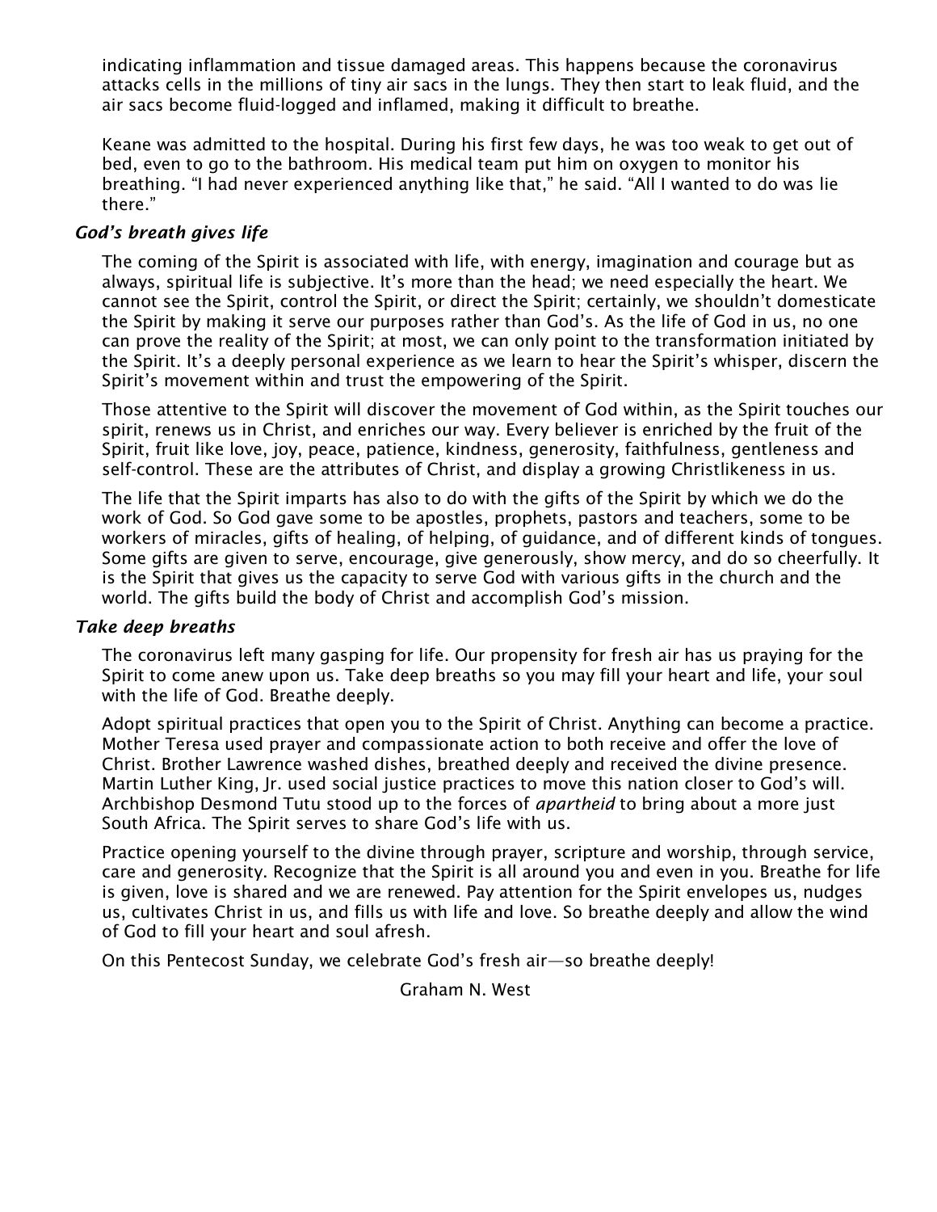indicating inflammation and tissue damaged areas. This happens because the coronavirus attacks cells in the millions of tiny air sacs in the lungs. They then start to leak fluid, and the air sacs become fluid-logged and inflamed, making it difficult to breathe.

Keane was admitted to the hospital. During his first few days, he was too weak to get out of bed, even to go to the bathroom. His medical team put him on oxygen to monitor his breathing. “I had never experienced anything like that,” he said. “All I wanted to do was lie there.”

### *God’s breath gives life*

The coming of the Spirit is associated with life, with energy, imagination and courage but as always, spiritual life is subjective. It’s more than the head; we need especially the heart. We cannot see the Spirit, control the Spirit, or direct the Spirit; certainly, we shouldn’t domesticate the Spirit by making it serve our purposes rather than God’s. As the life of God in us, no one can prove the reality of the Spirit; at most, we can only point to the transformation initiated by the Spirit. It’s a deeply personal experience as we learn to hear the Spirit’s whisper, discern the Spirit’s movement within and trust the empowering of the Spirit.

Those attentive to the Spirit will discover the movement of God within, as the Spirit touches our spirit, renews us in Christ, and enriches our way. Every believer is enriched by the fruit of the Spirit, fruit like love, joy, peace, patience, kindness, generosity, faithfulness, gentleness and self-control. These are the attributes of Christ, and display a growing Christlikeness in us.

The life that the Spirit imparts has also to do with the gifts of the Spirit by which we do the work of God. So God gave some to be apostles, prophets, pastors and teachers, some to be workers of miracles, gifts of healing, of helping, of guidance, and of different kinds of tongues. Some gifts are given to serve, encourage, give generously, show mercy, and do so cheerfully. It is the Spirit that gives us the capacity to serve God with various gifts in the church and the world. The gifts build the body of Christ and accomplish God’s mission.

### *Take deep breaths*

The coronavirus left many gasping for life. Our propensity for fresh air has us praying for the Spirit to come anew upon us. Take deep breaths so you may fill your heart and life, your soul with the life of God. Breathe deeply.

Adopt spiritual practices that open you to the Spirit of Christ. Anything can become a practice. Mother Teresa used prayer and compassionate action to both receive and offer the love of Christ. Brother Lawrence washed dishes, breathed deeply and received the divine presence. Martin Luther King, Jr. used social justice practices to move this nation closer to God’s will. Archbishop Desmond Tutu stood up to the forces of *apartheid* to bring about a more just South Africa. The Spirit serves to share God’s life with us.

Practice opening yourself to the divine through prayer, scripture and worship, through service, care and generosity. Recognize that the Spirit is all around you and even in you. Breathe for life is given, love is shared and we are renewed. Pay attention for the Spirit envelopes us, nudges us, cultivates Christ in us, and fills us with life and love. So breathe deeply and allow the wind of God to fill your heart and soul afresh.

On this Pentecost Sunday, we celebrate God’s fresh air—so breathe deeply!

Graham N. West